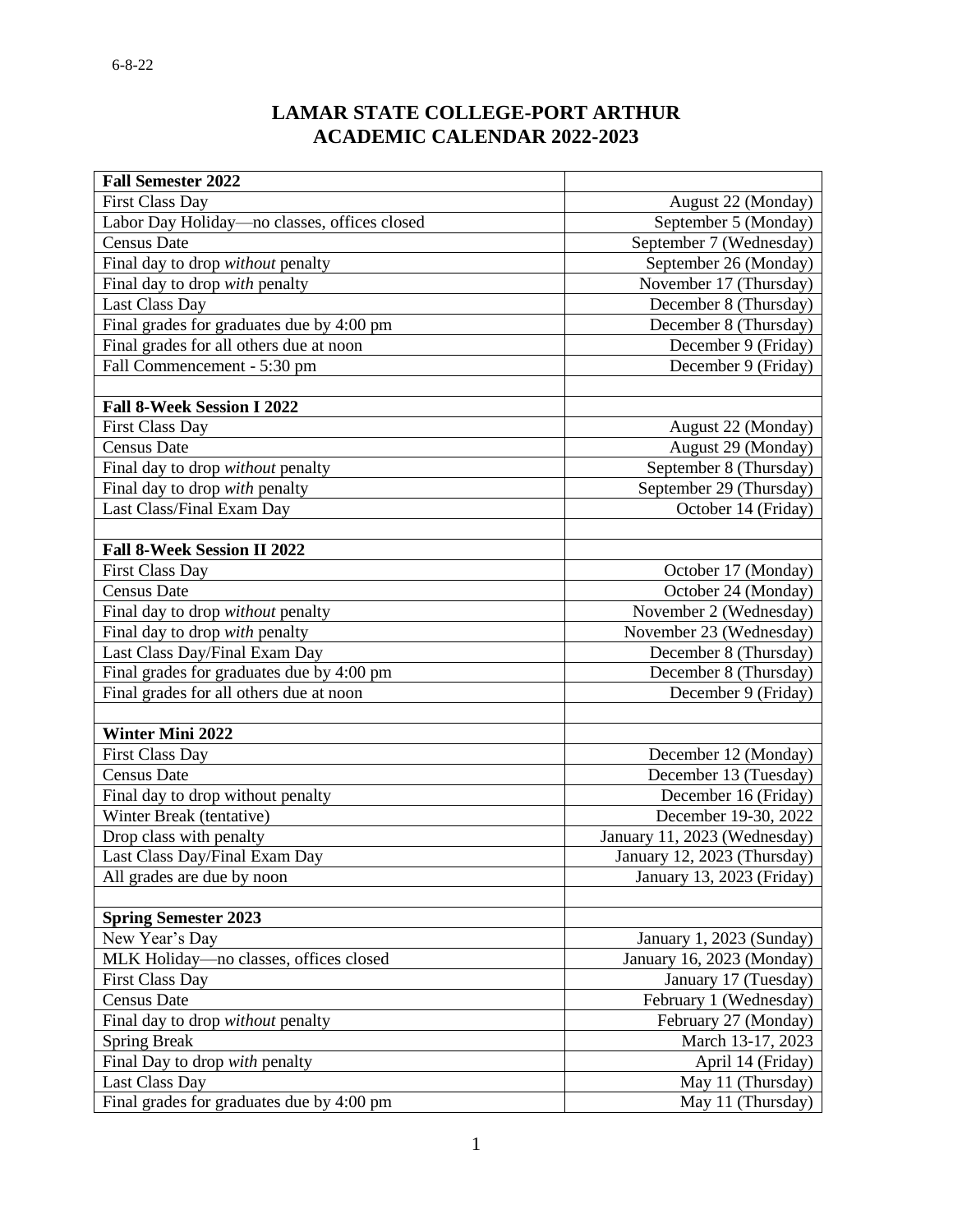6-8-22

# LAMAR STATE COLLEGE-PORT ARTHUR
# ACADEMIC CALENDAR 2022-2023

| **Fall Semester 2022** | |
|---|---|
| First Class Day | August 22 (Monday) |
| Labor Day Holiday—no classes, offices closed | September 5 (Monday) |
| Census Date | September 7 (Wednesday) |
| Final day to drop *without* penalty | September 26 (Monday) |
| Final day to drop *with* penalty | November 17 (Thursday) |
| Last Class Day | December 8 (Thursday) |
| Final grades for graduates due by 4:00 pm | December 8 (Thursday) |
| Final grades for all others due at noon | December 9 (Friday) |
| Fall Commencement - 5:30 pm | December 9 (Friday) |
| | |
| **Fall 8-Week Session I 2022** | |
| First Class Day | August 22 (Monday) |
| Census Date | August 29 (Monday) |
| Final day to drop *without* penalty | September 8 (Thursday) |
| Final day to drop *with* penalty | September 29 (Thursday) |
| Last Class/Final Exam Day | October 14 (Friday) |
| | |
| **Fall 8-Week Session II 2022** | |
| First Class Day | October 17 (Monday) |
| Census Date | October 24 (Monday) |
| Final day to drop *without* penalty | November 2 (Wednesday) |
| Final day to drop *with* penalty | November 23 (Wednesday) |
| Last Class Day/Final Exam Day | December 8 (Thursday) |
| Final grades for graduates due by 4:00 pm | December 8 (Thursday) |
| Final grades for all others due at noon | December 9 (Friday) |
| | |
| **Winter Mini 2022** | |
| First Class Day | December 12 (Monday) |
| Census Date | December 13 (Tuesday) |
| Final day to drop without penalty | December 16 (Friday) |
| Winter Break (tentative) | December 19-30, 2022 |
| Drop class with penalty | January 11, 2023 (Wednesday) |
| Last Class Day/Final Exam Day | January 12, 2023 (Thursday) |
| All grades are due by noon | January 13, 2023 (Friday) |
| | |
| **Spring Semester 2023** | |
| New Year's Day | January 1, 2023 (Sunday) |
| MLK Holiday—no classes, offices closed | January 16, 2023 (Monday) |
| First Class Day | January 17 (Tuesday) |
| Census Date | February 1 (Wednesday) |
| Final day to drop *without* penalty | February 27 (Monday) |
| Spring Break | March 13-17, 2023 |
| Final Day to drop *with* penalty | April 14 (Friday) |
| Last Class Day | May 11 (Thursday) |
| Final grades for graduates due by 4:00 pm | May 11 (Thursday) |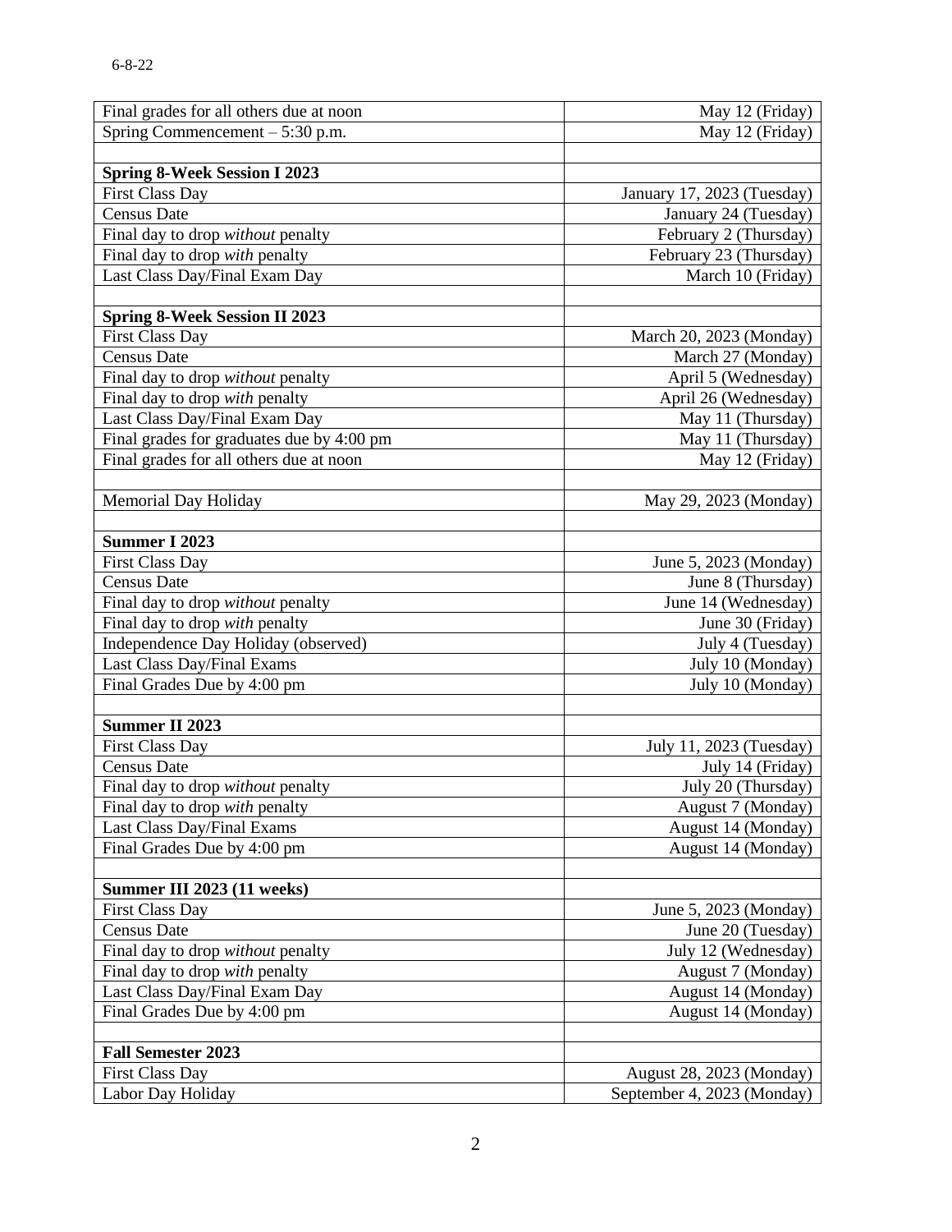| | |
|---|---|
| Final grades for all others due at noon | May 12 (Friday) |
| Spring Commencement – 5:30 p.m. | May 12 (Friday) |
| | |
| **Spring 8-Week Session I 2023** | |
| First Class Day | January 17, 2023 (Tuesday) |
| Census Date | January 24 (Tuesday) |
| Final day to drop *without* penalty | February 2 (Thursday) |
| Final day to drop *with* penalty | February 23 (Thursday) |
| Last Class Day/Final Exam Day | March 10 (Friday) |
| | |
| **Spring 8-Week Session II 2023** | |
| First Class Day | March 20, 2023 (Monday) |
| Census Date | March 27 (Monday) |
| Final day to drop *without* penalty | April 5 (Wednesday) |
| Final day to drop *with* penalty | April 26 (Wednesday) |
| Last Class Day/Final Exam Day | May 11 (Thursday) |
| Final grades for graduates due by 4:00 pm | May 11 (Thursday) |
| Final grades for all others due at noon | May 12 (Friday) |
| | |
| Memorial Day Holiday | May 29, 2023 (Monday) |
| | |
| **Summer I 2023** | |
| First Class Day | June 5, 2023 (Monday) |
| Census Date | June 8 (Thursday) |
| Final day to drop *without* penalty | June 14 (Wednesday) |
| Final day to drop *with* penalty | June 30 (Friday) |
| Independence Day Holiday (observed) | July 4 (Tuesday) |
| Last Class Day/Final Exams | July 10 (Monday) |
| Final Grades Due by 4:00 pm | July 10 (Monday) |
| | |
| **Summer II 2023** | |
| First Class Day | July 11, 2023 (Tuesday) |
| Census Date | July 14 (Friday) |
| Final day to drop *without* penalty | July 20 (Thursday) |
| Final day to drop *with* penalty | August 7 (Monday) |
| Last Class Day/Final Exams | August 14 (Monday) |
| Final Grades Due by 4:00 pm | August 14 (Monday) |
| | |
| **Summer III 2023 (11 weeks)** | |
| First Class Day | June 5, 2023 (Monday) |
| Census Date | June 20 (Tuesday) |
| Final day to drop *without* penalty | July 12 (Wednesday) |
| Final day to drop *with* penalty | August 7 (Monday) |
| Last Class Day/Final Exam Day | August 14 (Monday) |
| Final Grades Due by 4:00 pm | August 14 (Monday) |
| | |
| **Fall Semester 2023** | |
| First Class Day | August 28, 2023 (Monday) |
| Labor Day Holiday | September 4, 2023 (Monday) |